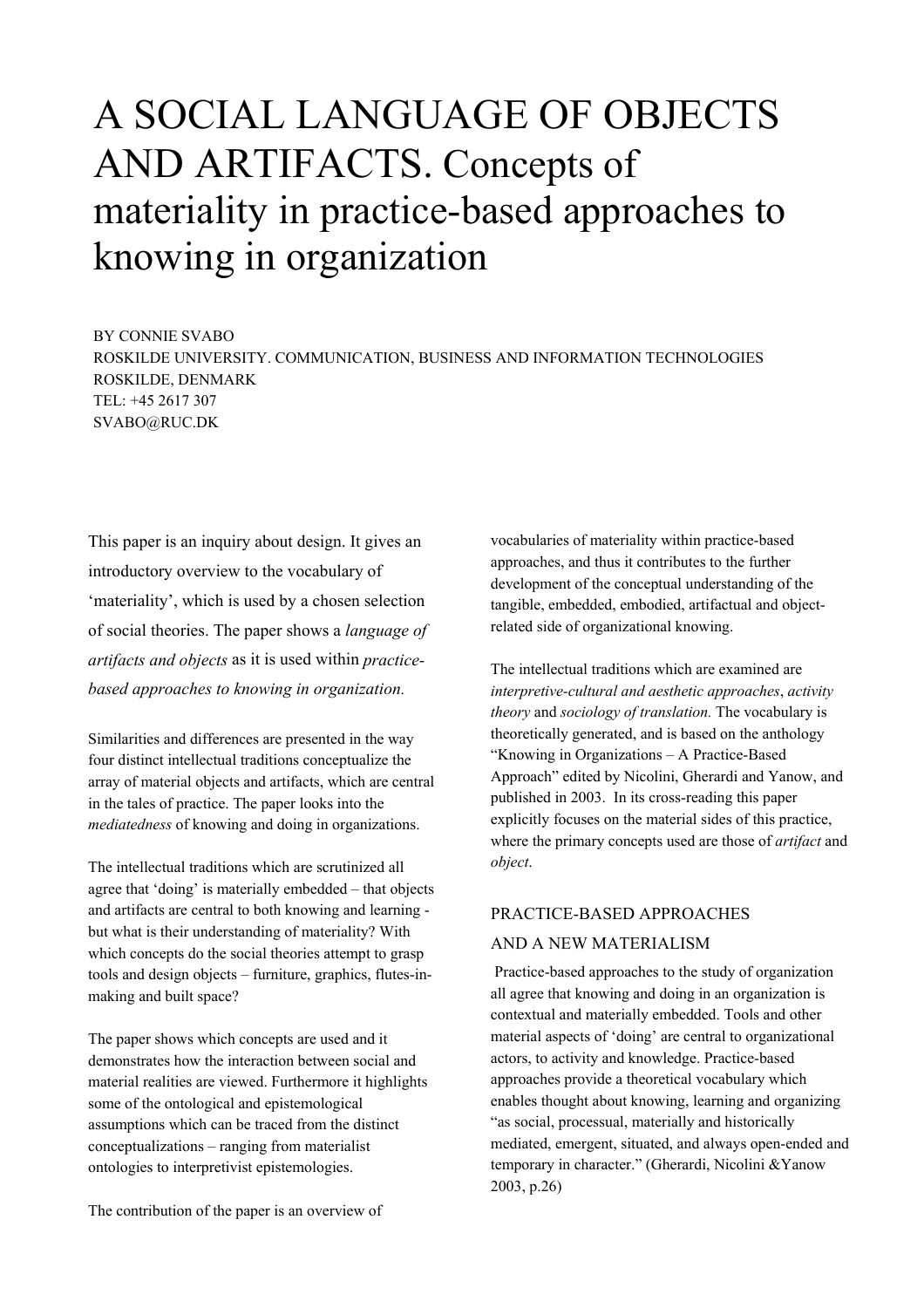# A SOCIAL LANGUAGE OF OBJECTS AND ARTIFACTS. Concepts of materiality in practice-based approaches to knowing in organization

BY CONNIE SVABO
ROSKILDE UNIVERSITY. COMMUNICATION, BUSINESS AND INFORMATION TECHNOLOGIES
ROSKILDE, DENMARK
TEL: +45 2617 307
SVABO@RUC.DK

This paper is an inquiry about design. It gives an introductory overview to the vocabulary of 'materiality', which is used by a chosen selection of social theories. The paper shows a *language of artifacts and objects* as it is used within *practice-based approaches to knowing in organization.*

Similarities and differences are presented in the way four distinct intellectual traditions conceptualize the array of material objects and artifacts, which are central in the tales of practice. The paper looks into the *mediatedness* of knowing and doing in organizations.

The intellectual traditions which are scrutinized all agree that 'doing' is materially embedded – that objects and artifacts are central to both knowing and learning - but what is their understanding of materiality? With which concepts do the social theories attempt to grasp tools and design objects – furniture, graphics, flutes-in-making and built space?

The paper shows which concepts are used and it demonstrates how the interaction between social and material realities are viewed. Furthermore it highlights some of the ontological and epistemological assumptions which can be traced from the distinct conceptualizations – ranging from materialist ontologies to interpretivist epistemologies.

The contribution of the paper is an overview of vocabularies of materiality within practice-based approaches, and thus it contributes to the further development of the conceptual understanding of the tangible, embedded, embodied, artifactual and object-related side of organizational knowing.

The intellectual traditions which are examined are *interpretive-cultural and aesthetic approaches*, *activity theory* and *sociology of translation.* The vocabulary is theoretically generated, and is based on the anthology "Knowing in Organizations – A Practice-Based Approach" edited by Nicolini, Gherardi and Yanow, and published in 2003. In its cross-reading this paper explicitly focuses on the material sides of this practice, where the primary concepts used are those of *artifact* and *object*.

## PRACTICE-BASED APPROACHES AND A NEW MATERIALISM

Practice-based approaches to the study of organization all agree that knowing and doing in an organization is contextual and materially embedded. Tools and other material aspects of 'doing' are central to organizational actors, to activity and knowledge. Practice-based approaches provide a theoretical vocabulary which enables thought about knowing, learning and organizing "as social, processual, materially and historically mediated, emergent, situated, and always open-ended and temporary in character." (Gherardi, Nicolini &Yanow 2003, p.26)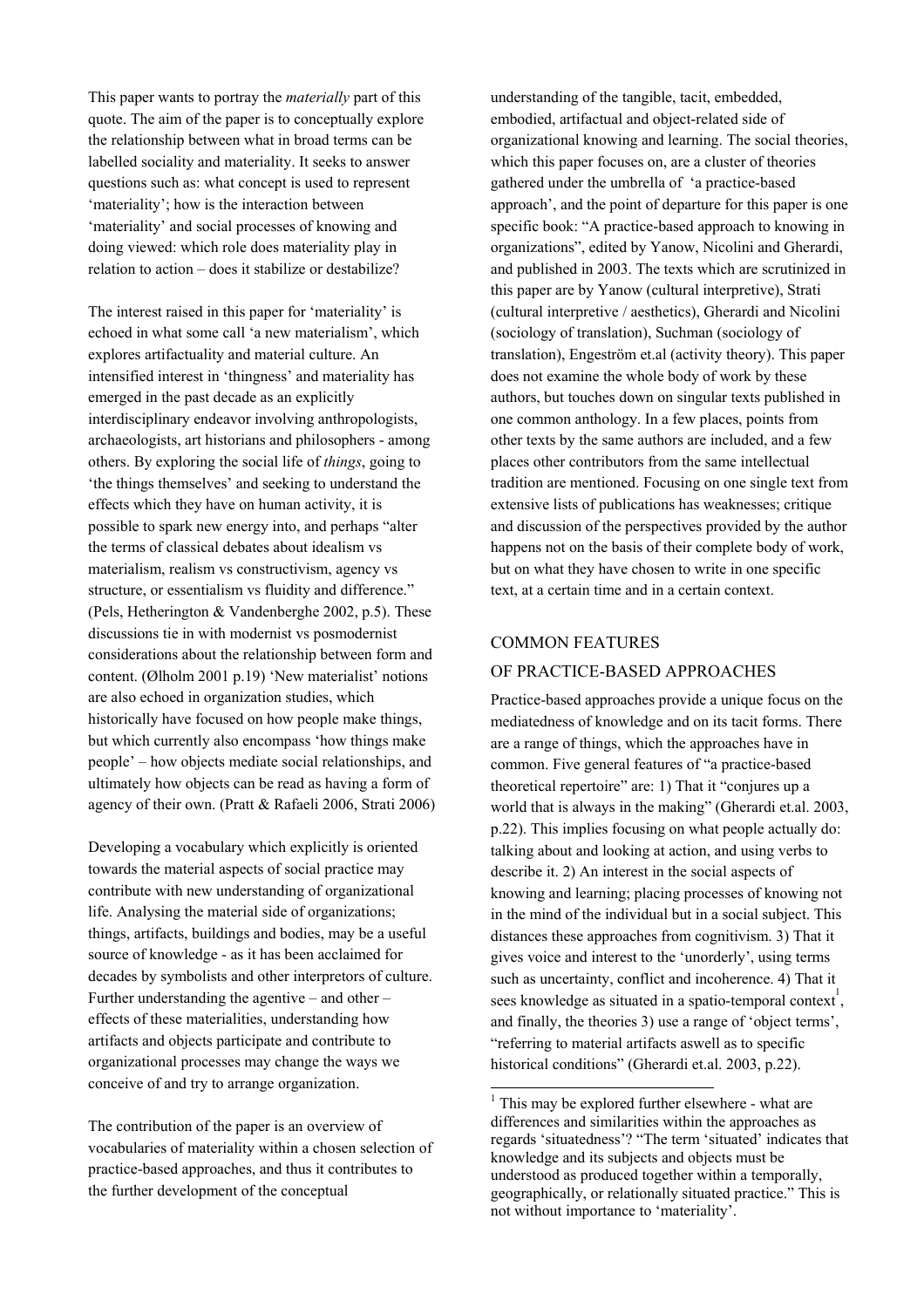This paper wants to portray the *materially* part of this quote. The aim of the paper is to conceptually explore the relationship between what in broad terms can be labelled sociality and materiality. It seeks to answer questions such as: what concept is used to represent 'materiality'; how is the interaction between 'materiality' and social processes of knowing and doing viewed: which role does materiality play in relation to action – does it stabilize or destabilize?

The interest raised in this paper for 'materiality' is echoed in what some call 'a new materialism', which explores artifactuality and material culture. An intensified interest in 'thingness' and materiality has emerged in the past decade as an explicitly interdisciplinary endeavor involving anthropologists, archaeologists, art historians and philosophers - among others. By exploring the social life of *things*, going to 'the things themselves' and seeking to understand the effects which they have on human activity, it is possible to spark new energy into, and perhaps "alter the terms of classical debates about idealism vs materialism, realism vs constructivism, agency vs structure, or essentialism vs fluidity and difference." (Pels, Hetherington & Vandenberghe 2002, p.5). These discussions tie in with modernist vs posmodernist considerations about the relationship between form and content. (Ølholm 2001 p.19) 'New materialist' notions are also echoed in organization studies, which historically have focused on how people make things, but which currently also encompass 'how things make people' – how objects mediate social relationships, and ultimately how objects can be read as having a form of agency of their own. (Pratt & Rafaeli 2006, Strati 2006)

Developing a vocabulary which explicitly is oriented towards the material aspects of social practice may contribute with new understanding of organizational life. Analysing the material side of organizations; things, artifacts, buildings and bodies, may be a useful source of knowledge - as it has been acclaimed for decades by symbolists and other interpretors of culture. Further understanding the agentive – and other – effects of these materialities, understanding how artifacts and objects participate and contribute to organizational processes may change the ways we conceive of and try to arrange organization.

The contribution of the paper is an overview of vocabularies of materiality within a chosen selection of practice-based approaches, and thus it contributes to the further development of the conceptual understanding of the tangible, tacit, embedded, embodied, artifactual and object-related side of organizational knowing and learning. The social theories, which this paper focuses on, are a cluster of theories gathered under the umbrella of 'a practice-based approach', and the point of departure for this paper is one specific book: "A practice-based approach to knowing in organizations", edited by Yanow, Nicolini and Gherardi, and published in 2003. The texts which are scrutinized in this paper are by Yanow (cultural interpretive), Strati (cultural interpretive / aesthetics), Gherardi and Nicolini (sociology of translation), Suchman (sociology of translation), Engeström et.al (activity theory). This paper does not examine the whole body of work by these authors, but touches down on singular texts published in one common anthology. In a few places, points from other texts by the same authors are included, and a few places other contributors from the same intellectual tradition are mentioned. Focusing on one single text from extensive lists of publications has weaknesses; critique and discussion of the perspectives provided by the author happens not on the basis of their complete body of work, but on what they have chosen to write in one specific text, at a certain time and in a certain context.

## COMMON FEATURES OF PRACTICE-BASED APPROACHES

Practice-based approaches provide a unique focus on the mediatedness of knowledge and on its tacit forms. There are a range of things, which the approaches have in common. Five general features of "a practice-based theoretical repertoire" are: 1) That it "conjures up a world that is always in the making" (Gherardi et.al. 2003, p.22). This implies focusing on what people actually do: talking about and looking at action, and using verbs to describe it. 2) An interest in the social aspects of knowing and learning; placing processes of knowing not in the mind of the individual but in a social subject. This distances these approaches from cognitivism. 3) That it gives voice and interest to the 'unorderly', using terms such as uncertainty, conflict and incoherence. 4) That it sees knowledge as situated in a spatio-temporal context[1], and finally, the theories 3) use a range of 'object terms', "referring to material artifacts aswell as to specific historical conditions" (Gherardi et.al. 2003, p.22).

[1] This may be explored further elsewhere - what are differences and similarities within the approaches as regards 'situatedness'? "The term 'situated' indicates that knowledge and its subjects and objects must be understood as produced together within a temporally, geographically, or relationally situated practice." This is not without importance to 'materiality'.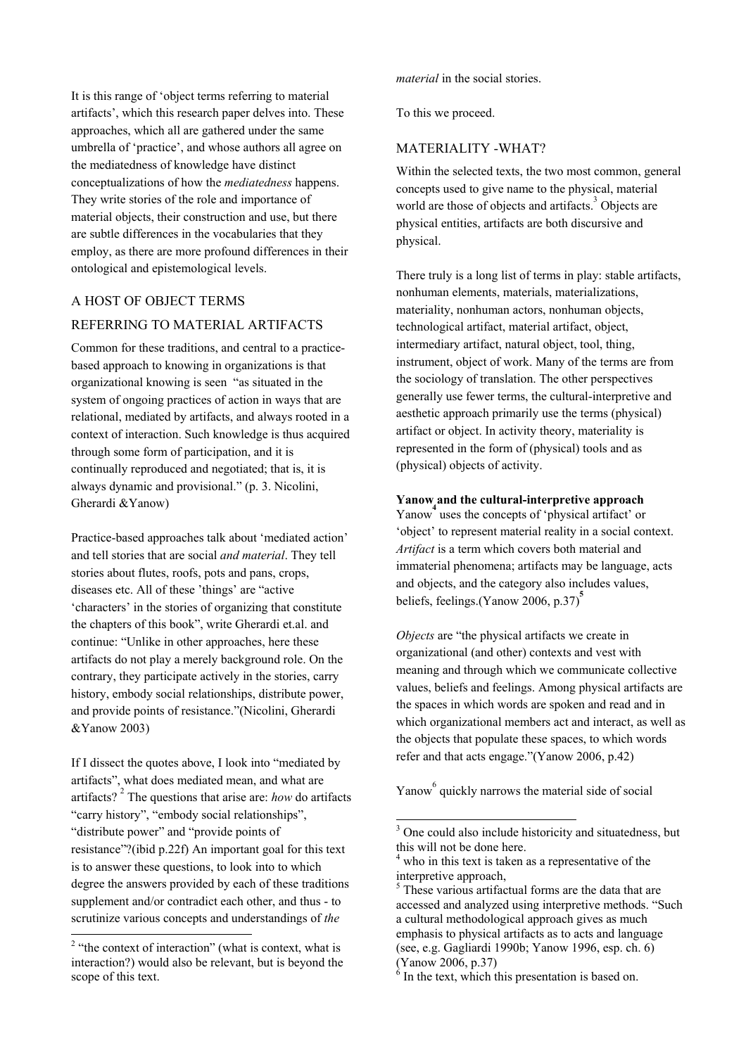It is this range of 'object terms referring to material artifacts', which this research paper delves into. These approaches, which all are gathered under the same umbrella of 'practice', and whose authors all agree on the mediatedness of knowledge have distinct conceptualizations of how the *mediatedness* happens. They write stories of the role and importance of material objects, their construction and use, but there are subtle differences in the vocabularies that they employ, as there are more profound differences in their ontological and epistemological levels.

## A HOST OF OBJECT TERMS REFERRING TO MATERIAL ARTIFACTS

Common for these traditions, and central to a practice-based approach to knowing in organizations is that organizational knowing is seen "as situated in the system of ongoing practices of action in ways that are relational, mediated by artifacts, and always rooted in a context of interaction. Such knowledge is thus acquired through some form of participation, and it is continually reproduced and negotiated; that is, it is always dynamic and provisional." (p. 3. Nicolini, Gherardi &Yanow)

Practice-based approaches talk about 'mediated action' and tell stories that are social *and material*. They tell stories about flutes, roofs, pots and pans, crops, diseases etc. All of these 'things' are "active 'characters' in the stories of organizing that constitute the chapters of this book", write Gherardi et.al. and continue: "Unlike in other approaches, here these artifacts do not play a merely background role. On the contrary, they participate actively in the stories, carry history, embody social relationships, distribute power, and provide points of resistance."(Nicolini, Gherardi &Yanow 2003)

If I dissect the quotes above, I look into "mediated by artifacts", what does mediated mean, and what are artifacts? [2] The questions that arise are: *how* do artifacts "carry history", "embody social relationships", "distribute power" and "provide points of resistance"?(ibid p.22f) An important goal for this text is to answer these questions, to look into to which degree the answers provided by each of these traditions supplement and/or contradict each other, and thus - to scrutinize various concepts and understandings of *the material* in the social stories.

To this we proceed.

## MATERIALITY -WHAT?

Within the selected texts, the two most common, general concepts used to give name to the physical, material world are those of objects and artifacts.[3] Objects are physical entities, artifacts are both discursive and physical.

There truly is a long list of terms in play: stable artifacts, nonhuman elements, materials, materializations, materiality, nonhuman actors, nonhuman objects, technological artifact, material artifact, object, intermediary artifact, natural object, tool, thing, instrument, object of work. Many of the terms are from the sociology of translation. The other perspectives generally use fewer terms, the cultural-interpretive and aesthetic approach primarily use the terms (physical) artifact or object. In activity theory, materiality is represented in the form of (physical) tools and as (physical) objects of activity.

### Yanow[4] and the cultural-interpretive approach

Yanow uses the concepts of 'physical artifact' or 'object' to represent material reality in a social context. *Artifact* is a term which covers both material and immaterial phenomena; artifacts may be language, acts and objects, and the category also includes values, beliefs, feelings.(Yanow 2006, p.37)[5]

*Objects* are "the physical artifacts we create in organizational (and other) contexts and vest with meaning and through which we communicate collective values, beliefs and feelings. Among physical artifacts are the spaces in which words are spoken and read and in which organizational members act and interact, as well as the objects that populate these spaces, to which words refer and that acts engage."(Yanow 2006, p.42)

Yanow[6] quickly narrows the material side of social

---

[2] "the context of interaction" (what is context, what is interaction?) would also be relevant, but is beyond the scope of this text.

[3] One could also include historicity and situatedness, but this will not be done here.

[4] who in this text is taken as a representative of the interpretive approach,

[5] These various artifactual forms are the data that are accessed and analyzed using interpretive methods. "Such a cultural methodological approach gives as much emphasis to physical artifacts as to acts and language (see, e.g. Gagliardi 1990b; Yanow 1996, esp. ch. 6) (Yanow 2006, p.37)

[6] In the text, which this presentation is based on.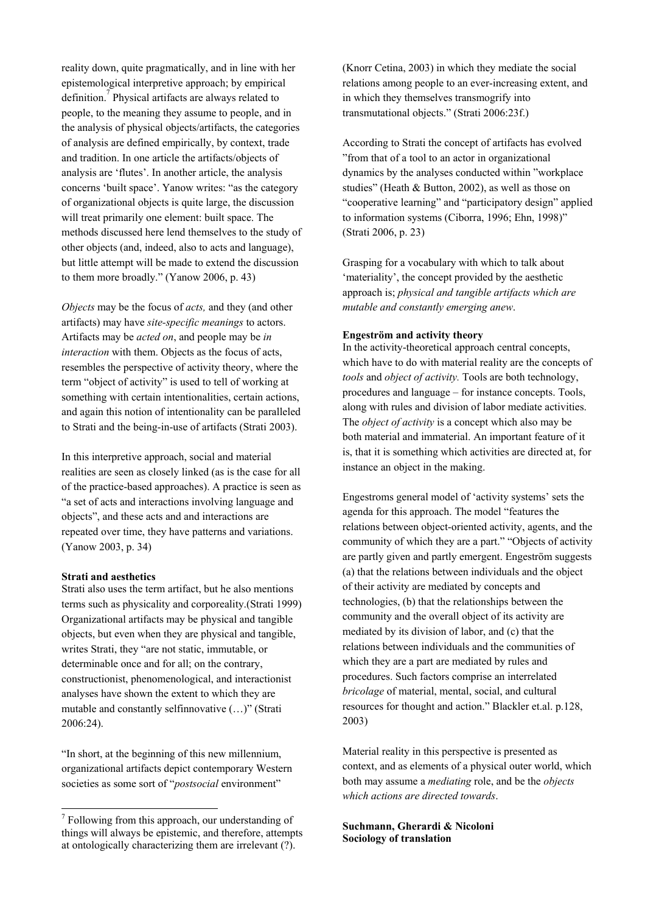reality down, quite pragmatically, and in line with her epistemological interpretive approach; by empirical definition.[7] Physical artifacts are always related to people, to the meaning they assume to people, and in the analysis of physical objects/artifacts, the categories of analysis are defined empirically, by context, trade and tradition. In one article the artifacts/objects of analysis are 'flutes'. In another article, the analysis concerns 'built space'. Yanow writes: "as the category of organizational objects is quite large, the discussion will treat primarily one element: built space. The methods discussed here lend themselves to the study of other objects (and, indeed, also to acts and language), but little attempt will be made to extend the discussion to them more broadly." (Yanow 2006, p. 43)

*Objects* may be the focus of *acts,* and they (and other artifacts) may have *site-specific meanings* to actors. Artifacts may be *acted on*, and people may be *in interaction* with them. Objects as the focus of acts, resembles the perspective of activity theory, where the term "object of activity" is used to tell of working at something with certain intentionalities, certain actions, and again this notion of intentionality can be paralleled to Strati and the being-in-use of artifacts (Strati 2003).

In this interpretive approach, social and material realities are seen as closely linked (as is the case for all of the practice-based approaches). A practice is seen as "a set of acts and interactions involving language and objects", and these acts and and interactions are repeated over time, they have patterns and variations. (Yanow 2003, p. 34)

**Strati and aesthetics**

Strati also uses the term artifact, but he also mentions terms such as physicality and corporeality.(Strati 1999) Organizational artifacts may be physical and tangible objects, but even when they are physical and tangible, writes Strati, they "are not static, immutable, or determinable once and for all; on the contrary, constructionist, phenomenological, and interactionist analyses have shown the extent to which they are mutable and constantly selfinnovative (…)" (Strati 2006:24).

"In short, at the beginning of this new millennium, organizational artifacts depict contemporary Western societies as some sort of "*postsocial* environment" (Knorr Cetina, 2003) in which they mediate the social relations among people to an ever-increasing extent, and in which they themselves transmogrify into transmutational objects." (Strati 2006:23f.)

According to Strati the concept of artifacts has evolved "from that of a tool to an actor in organizational dynamics by the analyses conducted within "workplace studies" (Heath & Button, 2002), as well as those on "cooperative learning" and "participatory design" applied to information systems (Ciborra, 1996; Ehn, 1998)" (Strati 2006, p. 23)

Grasping for a vocabulary with which to talk about 'materiality', the concept provided by the aesthetic approach is; *physical and tangible artifacts which are mutable and constantly emerging anew*.

**Engeström and activity theory**

In the activity-theoretical approach central concepts, which have to do with material reality are the concepts of *tools* and *object of activity.* Tools are both technology, procedures and language – for instance concepts. Tools, along with rules and division of labor mediate activities. The *object of activity* is a concept which also may be both material and immaterial. An important feature of it is, that it is something which activities are directed at, for instance an object in the making.

Engestroms general model of 'activity systems' sets the agenda for this approach. The model "features the relations between object-oriented activity, agents, and the community of which they are a part." "Objects of activity are partly given and partly emergent. Engeström suggests (a) that the relations between individuals and the object of their activity are mediated by concepts and technologies, (b) that the relationships between the community and the overall object of its activity are mediated by its division of labor, and (c) that the relations between individuals and the communities of which they are a part are mediated by rules and procedures. Such factors comprise an interrelated *bricolage* of material, mental, social, and cultural resources for thought and action." Blackler et.al. p.128, 2003)

Material reality in this perspective is presented as context, and as elements of a physical outer world, which both may assume a *mediating* role, and be the *objects which actions are directed towards*.

**Suchmann, Gherardi & Nicoloni**
**Sociology of translation**

[7] Following from this approach, our understanding of things will always be epistemic, and therefore, attempts at ontologically characterizing them are irrelevant (?).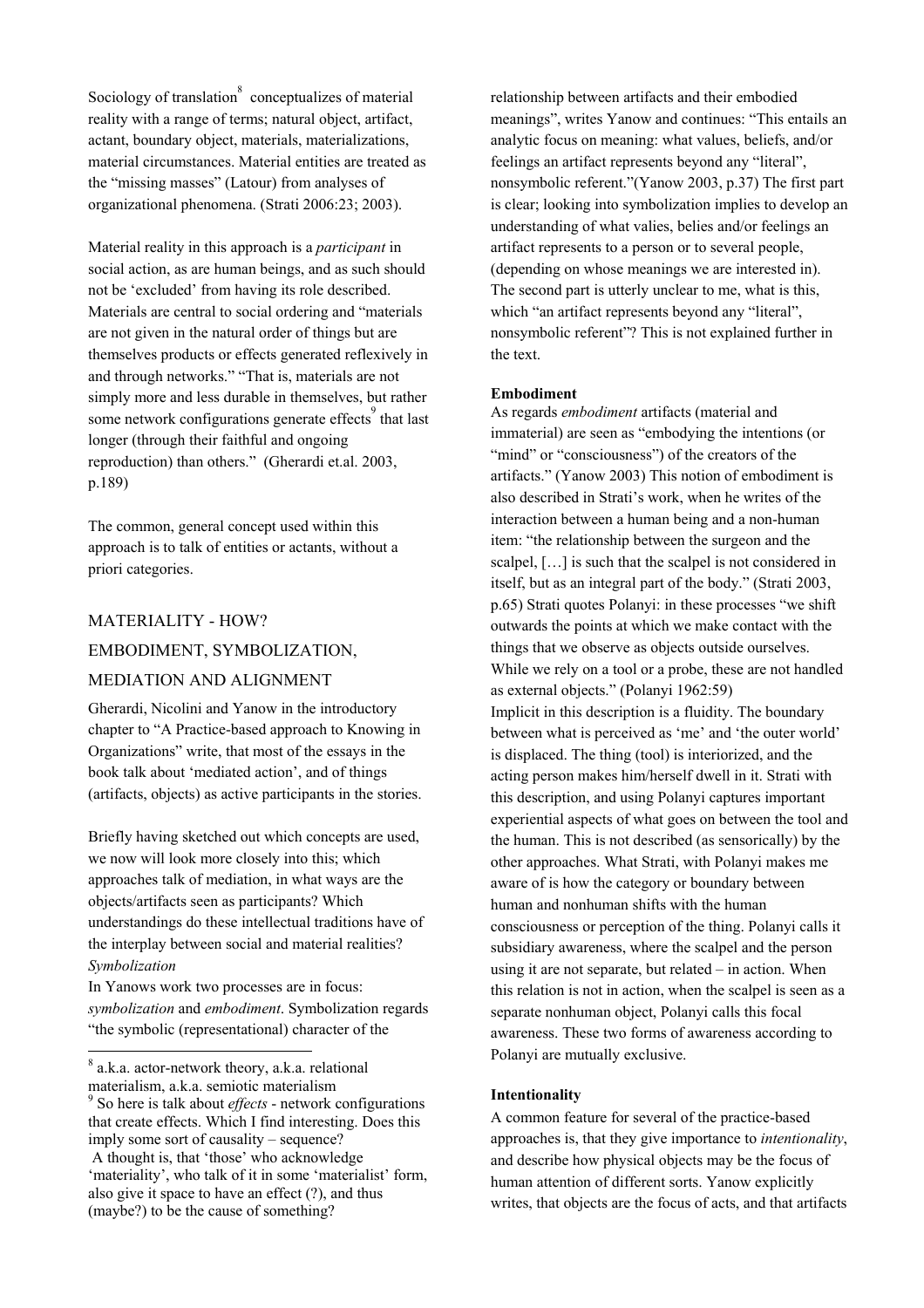Sociology of translation[8] conceptualizes of material reality with a range of terms; natural object, artifact, actant, boundary object, materials, materializations, material circumstances. Material entities are treated as the "missing masses" (Latour) from analyses of organizational phenomena. (Strati 2006:23; 2003).

Material reality in this approach is a *participant* in social action, as are human beings, and as such should not be 'excluded' from having its role described. Materials are central to social ordering and "materials are not given in the natural order of things but are themselves products or effects generated reflexively in and through networks." "That is, materials are not simply more and less durable in themselves, but rather some network configurations generate effects[9] that last longer (through their faithful and ongoing reproduction) than others." (Gherardi et.al. 2003, p.189)

The common, general concept used within this approach is to talk of entities or actants, without a priori categories.

## MATERIALITY - HOW? EMBODIMENT, SYMBOLIZATION, MEDIATION AND ALIGNMENT

Gherardi, Nicolini and Yanow in the introductory chapter to "A Practice-based approach to Knowing in Organizations" write, that most of the essays in the book talk about 'mediated action', and of things (artifacts, objects) as active participants in the stories.

Briefly having sketched out which concepts are used, we now will look more closely into this; which approaches talk of mediation, in what ways are the objects/artifacts seen as participants? Which understandings do these intellectual traditions have of the interplay between social and material realities?

*Symbolization*

In Yanows work two processes are in focus: *symbolization* and *embodiment*. Symbolization regards "the symbolic (representational) character of the relationship between artifacts and their embodied meanings", writes Yanow and continues: "This entails an analytic focus on meaning: what values, beliefs, and/or feelings an artifact represents beyond any "literal", nonsymbolic referent."(Yanow 2003, p.37) The first part is clear; looking into symbolization implies to develop an understanding of what valies, belies and/or feelings an artifact represents to a person or to several people, (depending on whose meanings we are interested in). The second part is utterly unclear to me, what is this, which "an artifact represents beyond any "literal", nonsymbolic referent"? This is not explained further in the text.

**Embodiment**

As regards *embodiment* artifacts (material and immaterial) are seen as "embodying the intentions (or "mind" or "consciousness") of the creators of the artifacts." (Yanow 2003) This notion of embodiment is also described in Strati's work, when he writes of the interaction between a human being and a non-human item: "the relationship between the surgeon and the scalpel, […] is such that the scalpel is not considered in itself, but as an integral part of the body." (Strati 2003, p.65) Strati quotes Polanyi: in these processes "we shift outwards the points at which we make contact with the things that we observe as objects outside ourselves. While we rely on a tool or a probe, these are not handled as external objects." (Polanyi 1962:59)

Implicit in this description is a fluidity. The boundary between what is perceived as 'me' and 'the outer world' is displaced. The thing (tool) is interiorized, and the acting person makes him/herself dwell in it. Strati with this description, and using Polanyi captures important experiential aspects of what goes on between the tool and the human. This is not described (as sensorically) by the other approaches. What Strati, with Polanyi makes me aware of is how the category or boundary between human and nonhuman shifts with the human consciousness or perception of the thing. Polanyi calls it subsidiary awareness, where the scalpel and the person using it are not separate, but related – in action. When this relation is not in action, when the scalpel is seen as a separate nonhuman object, Polanyi calls this focal awareness. These two forms of awareness according to Polanyi are mutually exclusive.

**Intentionality**

A common feature for several of the practice-based approaches is, that they give importance to *intentionality*, and describe how physical objects may be the focus of human attention of different sorts. Yanow explicitly writes, that objects are the focus of acts, and that artifacts

---

[8] a.k.a. actor-network theory, a.k.a. relational materialism, a.k.a. semiotic materialism

[9] So here is talk about *effects* - network configurations that create effects. Which I find interesting. Does this imply some sort of causality – sequence?
A thought is, that 'those' who acknowledge 'materiality', who talk of it in some 'materialist' form, also give it space to have an effect (?), and thus (maybe?) to be the cause of something?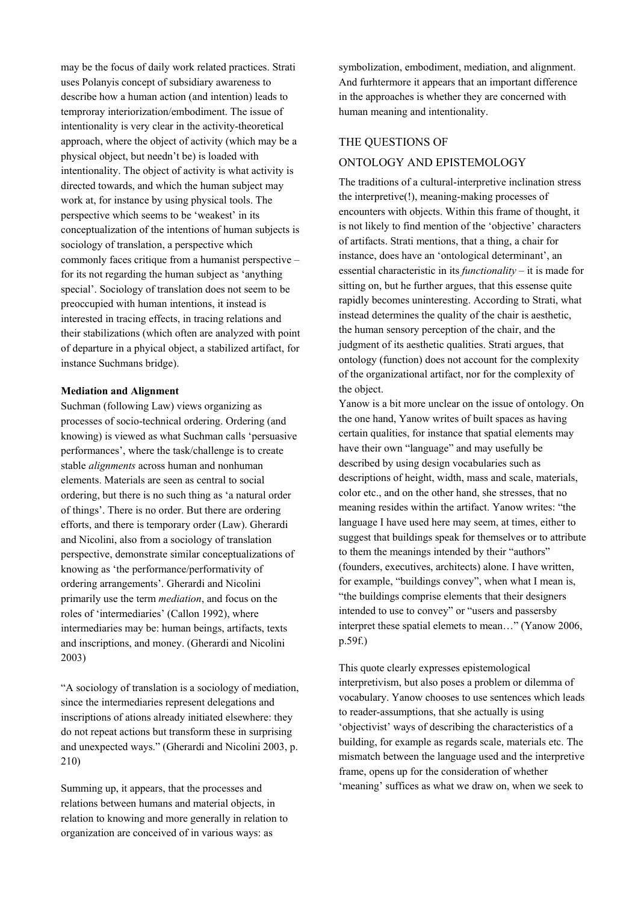may be the focus of daily work related practices. Strati uses Polanyis concept of subsidiary awareness to describe how a human action (and intention) leads to temproray interiorization/embodiment. The issue of intentionality is very clear in the activity-theoretical approach, where the object of activity (which may be a physical object, but needn't be) is loaded with intentionality. The object of activity is what activity is directed towards, and which the human subject may work at, for instance by using physical tools. The perspective which seems to be 'weakest' in its conceptualization of the intentions of human subjects is sociology of translation, a perspective which commonly faces critique from a humanist perspective – for its not regarding the human subject as 'anything special'. Sociology of translation does not seem to be preoccupied with human intentions, it instead is interested in tracing effects, in tracing relations and their stabilizations (which often are analyzed with point of departure in a phyical object, a stabilized artifact, for instance Suchmans bridge).

**Mediation and Alignment**

Suchman (following Law) views organizing as processes of socio-technical ordering. Ordering (and knowing) is viewed as what Suchman calls 'persuasive performances', where the task/challenge is to create stable *alignments* across human and nonhuman elements. Materials are seen as central to social ordering, but there is no such thing as 'a natural order of things'. There is no order. But there are ordering efforts, and there is temporary order (Law). Gherardi and Nicolini, also from a sociology of translation perspective, demonstrate similar conceptualizations of knowing as 'the performance/performativity of ordering arrangements'. Gherardi and Nicolini primarily use the term *mediation*, and focus on the roles of 'intermediaries' (Callon 1992), where intermediaries may be: human beings, artifacts, texts and inscriptions, and money. (Gherardi and Nicolini 2003)

"A sociology of translation is a sociology of mediation, since the intermediaries represent delegations and inscriptions of ations already initiated elsewhere: they do not repeat actions but transform these in surprising and unexpected ways." (Gherardi and Nicolini 2003, p. 210)

Summing up, it appears, that the processes and relations between humans and material objects, in relation to knowing and more generally in relation to organization are conceived of in various ways: as symbolization, embodiment, mediation, and alignment. And furhtermore it appears that an important difference in the approaches is whether they are concerned with human meaning and intentionality.

## THE QUESTIONS OF ONTOLOGY AND EPISTEMOLOGY

The traditions of a cultural-interpretive inclination stress the interpretive(!), meaning-making processes of encounters with objects. Within this frame of thought, it is not likely to find mention of the 'objective' characters of artifacts. Strati mentions, that a thing, a chair for instance, does have an 'ontological determinant', an essential characteristic in its *functionality* – it is made for sitting on, but he further argues, that this essense quite rapidly becomes uninteresting. According to Strati, what instead determines the quality of the chair is aesthetic, the human sensory perception of the chair, and the judgment of its aesthetic qualities. Strati argues, that ontology (function) does not account for the complexity of the organizational artifact, nor for the complexity of the object.

Yanow is a bit more unclear on the issue of ontology. On the one hand, Yanow writes of built spaces as having certain qualities, for instance that spatial elements may have their own "language" and may usefully be described by using design vocabularies such as descriptions of height, width, mass and scale, materials, color etc., and on the other hand, she stresses, that no meaning resides within the artifact. Yanow writes: "the language I have used here may seem, at times, either to suggest that buildings speak for themselves or to attribute to them the meanings intended by their "authors" (founders, executives, architects) alone. I have written, for example, "buildings convey", when what I mean is, "the buildings comprise elements that their designers intended to use to convey" or "users and passersby interpret these spatial elemets to mean…" (Yanow 2006, p.59f.)

This quote clearly expresses epistemological interpretivism, but also poses a problem or dilemma of vocabulary. Yanow chooses to use sentences which leads to reader-assumptions, that she actually is using 'objectivist' ways of describing the characteristics of a building, for example as regards scale, materials etc. The mismatch between the language used and the interpretive frame, opens up for the consideration of whether 'meaning' suffices as what we draw on, when we seek to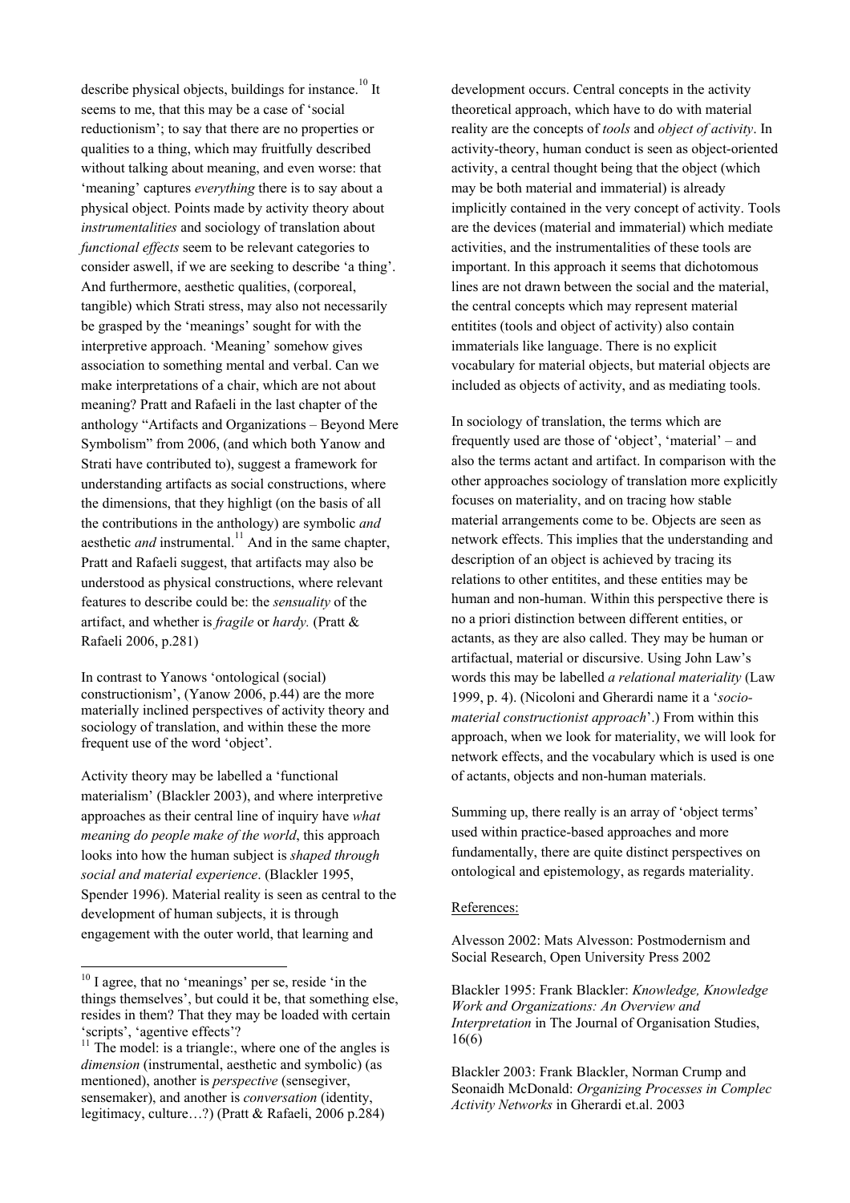describe physical objects, buildings for instance.[10] It seems to me, that this may be a case of 'social reductionism'; to say that there are no properties or qualities to a thing, which may fruitfully described without talking about meaning, and even worse: that 'meaning' captures *everything* there is to say about a physical object. Points made by activity theory about *instrumentalities* and sociology of translation about *functional effects* seem to be relevant categories to consider aswell, if we are seeking to describe 'a thing'. And furthermore, aesthetic qualities, (corporeal, tangible) which Strati stress, may also not necessarily be grasped by the 'meanings' sought for with the interpretive approach. 'Meaning' somehow gives association to something mental and verbal. Can we make interpretations of a chair, which are not about meaning? Pratt and Rafaeli in the last chapter of the anthology "Artifacts and Organizations – Beyond Mere Symbolism" from 2006, (and which both Yanow and Strati have contributed to), suggest a framework for understanding artifacts as social constructions, where the dimensions, that they highligt (on the basis of all the contributions in the anthology) are symbolic *and* aesthetic *and* instrumental.[11] And in the same chapter, Pratt and Rafaeli suggest, that artifacts may also be understood as physical constructions, where relevant features to describe could be: the *sensuality* of the artifact, and whether is *fragile* or *hardy.* (Pratt & Rafaeli 2006, p.281)

In contrast to Yanows 'ontological (social) constructionism', (Yanow 2006, p.44) are the more materially inclined perspectives of activity theory and sociology of translation, and within these the more frequent use of the word 'object'.

Activity theory may be labelled a 'functional materialism' (Blackler 2003), and where interpretive approaches as their central line of inquiry have *what meaning do people make of the world*, this approach looks into how the human subject is *shaped through social and material experience*. (Blackler 1995, Spender 1996). Material reality is seen as central to the development of human subjects, it is through engagement with the outer world, that learning and development occurs. Central concepts in the activity theoretical approach, which have to do with material reality are the concepts of *tools* and *object of activity*. In activity-theory, human conduct is seen as object-oriented activity, a central thought being that the object (which may be both material and immaterial) is already implicitly contained in the very concept of activity. Tools are the devices (material and immaterial) which mediate activities, and the instrumentalities of these tools are important. In this approach it seems that dichotomous lines are not drawn between the social and the material, the central concepts which may represent material entitites (tools and object of activity) also contain immaterials like language. There is no explicit vocabulary for material objects, but material objects are included as objects of activity, and as mediating tools.

In sociology of translation, the terms which are frequently used are those of 'object', 'material' – and also the terms actant and artifact. In comparison with the other approaches sociology of translation more explicitly focuses on materiality, and on tracing how stable material arrangements come to be. Objects are seen as network effects. This implies that the understanding and description of an object is achieved by tracing its relations to other entitites, and these entities may be human and non-human. Within this perspective there is no a priori distinction between different entities, or actants, as they are also called. They may be human or artifactual, material or discursive. Using John Law's words this may be labelled *a relational materiality* (Law 1999, p. 4). (Nicoloni and Gherardi name it a '*socio-material constructionist approach*'.) From within this approach, when we look for materiality, we will look for network effects, and the vocabulary which is used is one of actants, objects and non-human materials.

Summing up, there really is an array of 'object terms' used within practice-based approaches and more fundamentally, there are quite distinct perspectives on ontological and epistemology, as regards materiality.

References:

Alvesson 2002: Mats Alvesson: Postmodernism and Social Research, Open University Press 2002

Blackler 1995: Frank Blackler: *Knowledge, Knowledge Work and Organizations: An Overview and Interpretation* in The Journal of Organisation Studies, 16(6)

Blackler 2003: Frank Blackler, Norman Crump and Seonaidh McDonald: *Organizing Processes in Complec Activity Networks* in Gherardi et.al. 2003

---

[10] I agree, that no 'meanings' per se, reside 'in the things themselves', but could it be, that something else, resides in them? That they may be loaded with certain 'scripts', 'agentive effects'?

[11] The model: is a triangle:, where one of the angles is *dimension* (instrumental, aesthetic and symbolic) (as mentioned), another is *perspective* (sensegiver, sensemaker), and another is *conversation* (identity, legitimacy, culture…?) (Pratt & Rafaeli, 2006 p.284)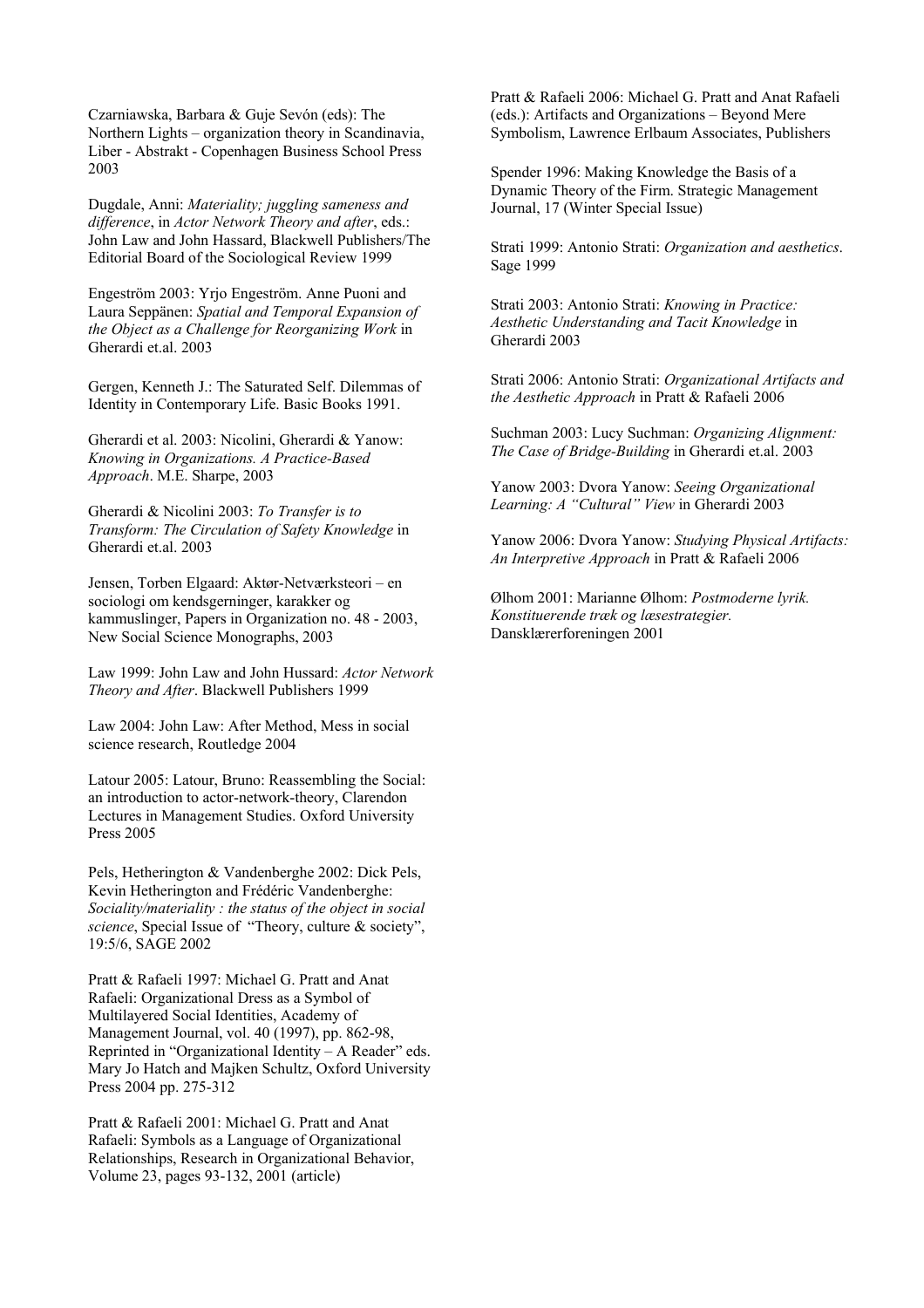Czarniawska, Barbara & Guje Sevón (eds): The Northern Lights – organization theory in Scandinavia, Liber - Abstrakt - Copenhagen Business School Press 2003

Dugdale, Anni: *Materiality; juggling sameness and difference*, in *Actor Network Theory and after*, eds.: John Law and John Hassard, Blackwell Publishers/The Editorial Board of the Sociological Review 1999

Engeström 2003: Yrjo Engeström. Anne Puoni and Laura Seppänen: *Spatial and Temporal Expansion of the Object as a Challenge for Reorganizing Work* in Gherardi et.al. 2003

Gergen, Kenneth J.: The Saturated Self. Dilemmas of Identity in Contemporary Life. Basic Books 1991.

Gherardi et al. 2003: Nicolini, Gherardi & Yanow: *Knowing in Organizations. A Practice-Based Approach*. M.E. Sharpe, 2003

Gherardi & Nicolini 2003: *To Transfer is to Transform: The Circulation of Safety Knowledge* in Gherardi et.al. 2003

Jensen, Torben Elgaard: Aktør-Netværksteori – en sociologi om kendsgerninger, karakker og kammuslinger, Papers in Organization no. 48 - 2003, New Social Science Monographs, 2003

Law 1999: John Law and John Hussard: *Actor Network Theory and After*. Blackwell Publishers 1999

Law 2004: John Law: After Method, Mess in social science research, Routledge 2004

Latour 2005: Latour, Bruno: Reassembling the Social: an introduction to actor-network-theory, Clarendon Lectures in Management Studies. Oxford University Press 2005

Pels, Hetherington & Vandenberghe 2002: Dick Pels, Kevin Hetherington and Frédéric Vandenberghe: *Sociality/materiality : the status of the object in social science*, Special Issue of "Theory, culture & society", 19:5/6, SAGE 2002

Pratt & Rafaeli 1997: Michael G. Pratt and Anat Rafaeli: Organizational Dress as a Symbol of Multilayered Social Identities, Academy of Management Journal, vol. 40 (1997), pp. 862-98, Reprinted in "Organizational Identity – A Reader" eds. Mary Jo Hatch and Majken Schultz, Oxford University Press 2004 pp. 275-312

Pratt & Rafaeli 2001: Michael G. Pratt and Anat Rafaeli: Symbols as a Language of Organizational Relationships, Research in Organizational Behavior, Volume 23, pages 93-132, 2001 (article)

Pratt & Rafaeli 2006: Michael G. Pratt and Anat Rafaeli (eds.): Artifacts and Organizations – Beyond Mere Symbolism, Lawrence Erlbaum Associates, Publishers

Spender 1996: Making Knowledge the Basis of a Dynamic Theory of the Firm. Strategic Management Journal, 17 (Winter Special Issue)

Strati 1999: Antonio Strati: *Organization and aesthetics*. Sage 1999

Strati 2003: Antonio Strati: *Knowing in Practice: Aesthetic Understanding and Tacit Knowledge* in Gherardi 2003

Strati 2006: Antonio Strati: *Organizational Artifacts and the Aesthetic Approach* in Pratt & Rafaeli 2006

Suchman 2003: Lucy Suchman: *Organizing Alignment: The Case of Bridge-Building* in Gherardi et.al. 2003

Yanow 2003: Dvora Yanow: *Seeing Organizational Learning: A "Cultural" View* in Gherardi 2003

Yanow 2006: Dvora Yanow: *Studying Physical Artifacts: An Interpretive Approach* in Pratt & Rafaeli 2006

Ølhom 2001: Marianne Ølhom: *Postmoderne lyrik. Konstituerende træk og læsestrategier.* Dansklærerforeningen 2001